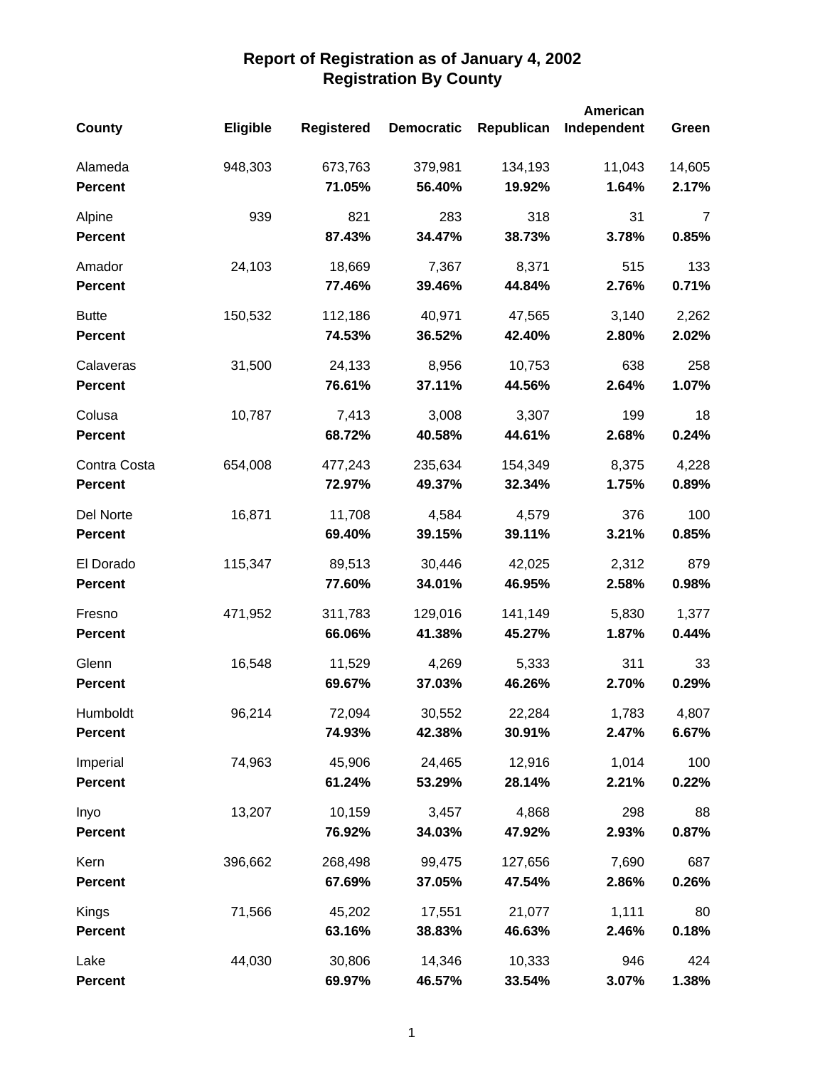# Report of Registration as of January 4, 2002
## Registration By County

| County | Eligible | Registered | Democratic | Republican | American Independent | Green |
|---|---|---|---|---|---|---|
| Alameda | 948,303 | 673,763 | 379,981 | 134,193 | 11,043 | 14,605 |
| **Percent** | | **71.05%** | **56.40%** | **19.92%** | **1.64%** | **2.17%** |
| Alpine | 939 | 821 | 283 | 318 | 31 | 7 |
| **Percent** | | **87.43%** | **34.47%** | **38.73%** | **3.78%** | **0.85%** |
| Amador | 24,103 | 18,669 | 7,367 | 8,371 | 515 | 133 |
| **Percent** | | **77.46%** | **39.46%** | **44.84%** | **2.76%** | **0.71%** |
| Butte | 150,532 | 112,186 | 40,971 | 47,565 | 3,140 | 2,262 |
| **Percent** | | **74.53%** | **36.52%** | **42.40%** | **2.80%** | **2.02%** |
| Calaveras | 31,500 | 24,133 | 8,956 | 10,753 | 638 | 258 |
| **Percent** | | **76.61%** | **37.11%** | **44.56%** | **2.64%** | **1.07%** |
| Colusa | 10,787 | 7,413 | 3,008 | 3,307 | 199 | 18 |
| **Percent** | | **68.72%** | **40.58%** | **44.61%** | **2.68%** | **0.24%** |
| Contra Costa | 654,008 | 477,243 | 235,634 | 154,349 | 8,375 | 4,228 |
| **Percent** | | **72.97%** | **49.37%** | **32.34%** | **1.75%** | **0.89%** |
| Del Norte | 16,871 | 11,708 | 4,584 | 4,579 | 376 | 100 |
| **Percent** | | **69.40%** | **39.15%** | **39.11%** | **3.21%** | **0.85%** |
| El Dorado | 115,347 | 89,513 | 30,446 | 42,025 | 2,312 | 879 |
| **Percent** | | **77.60%** | **34.01%** | **46.95%** | **2.58%** | **0.98%** |
| Fresno | 471,952 | 311,783 | 129,016 | 141,149 | 5,830 | 1,377 |
| **Percent** | | **66.06%** | **41.38%** | **45.27%** | **1.87%** | **0.44%** |
| Glenn | 16,548 | 11,529 | 4,269 | 5,333 | 311 | 33 |
| **Percent** | | **69.67%** | **37.03%** | **46.26%** | **2.70%** | **0.29%** |
| Humboldt | 96,214 | 72,094 | 30,552 | 22,284 | 1,783 | 4,807 |
| **Percent** | | **74.93%** | **42.38%** | **30.91%** | **2.47%** | **6.67%** |
| Imperial | 74,963 | 45,906 | 24,465 | 12,916 | 1,014 | 100 |
| **Percent** | | **61.24%** | **53.29%** | **28.14%** | **2.21%** | **0.22%** |
| Inyo | 13,207 | 10,159 | 3,457 | 4,868 | 298 | 88 |
| **Percent** | | **76.92%** | **34.03%** | **47.92%** | **2.93%** | **0.87%** |
| Kern | 396,662 | 268,498 | 99,475 | 127,656 | 7,690 | 687 |
| **Percent** | | **67.69%** | **37.05%** | **47.54%** | **2.86%** | **0.26%** |
| Kings | 71,566 | 45,202 | 17,551 | 21,077 | 1,111 | 80 |
| **Percent** | | **63.16%** | **38.83%** | **46.63%** | **2.46%** | **0.18%** |
| Lake | 44,030 | 30,806 | 14,346 | 10,333 | 946 | 424 |
| **Percent** | | **69.97%** | **46.57%** | **33.54%** | **3.07%** | **1.38%** |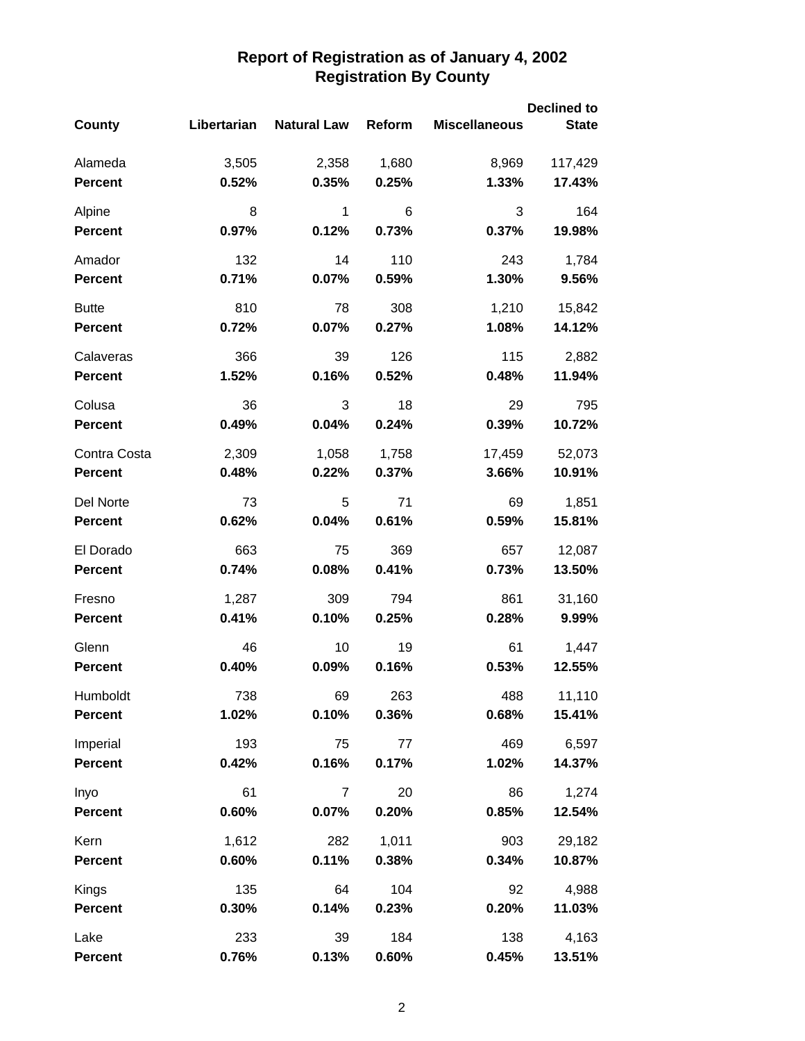# Report of Registration as of January 4, 2002
## Registration By County

| County | Libertarian | Natural Law | Reform | Miscellaneous | Declined to State |
|---|---|---|---|---|---|
| Alameda | 3,505 | 2,358 | 1,680 | 8,969 | 117,429 |
| **Percent** | **0.52%** | **0.35%** | **0.25%** | **1.33%** | **17.43%** |
| Alpine | 8 | 1 | 6 | 3 | 164 |
| **Percent** | **0.97%** | **0.12%** | **0.73%** | **0.37%** | **19.98%** |
| Amador | 132 | 14 | 110 | 243 | 1,784 |
| **Percent** | **0.71%** | **0.07%** | **0.59%** | **1.30%** | **9.56%** |
| Butte | 810 | 78 | 308 | 1,210 | 15,842 |
| **Percent** | **0.72%** | **0.07%** | **0.27%** | **1.08%** | **14.12%** |
| Calaveras | 366 | 39 | 126 | 115 | 2,882 |
| **Percent** | **1.52%** | **0.16%** | **0.52%** | **0.48%** | **11.94%** |
| Colusa | 36 | 3 | 18 | 29 | 795 |
| **Percent** | **0.49%** | **0.04%** | **0.24%** | **0.39%** | **10.72%** |
| Contra Costa | 2,309 | 1,058 | 1,758 | 17,459 | 52,073 |
| **Percent** | **0.48%** | **0.22%** | **0.37%** | **3.66%** | **10.91%** |
| Del Norte | 73 | 5 | 71 | 69 | 1,851 |
| **Percent** | **0.62%** | **0.04%** | **0.61%** | **0.59%** | **15.81%** |
| El Dorado | 663 | 75 | 369 | 657 | 12,087 |
| **Percent** | **0.74%** | **0.08%** | **0.41%** | **0.73%** | **13.50%** |
| Fresno | 1,287 | 309 | 794 | 861 | 31,160 |
| **Percent** | **0.41%** | **0.10%** | **0.25%** | **0.28%** | **9.99%** |
| Glenn | 46 | 10 | 19 | 61 | 1,447 |
| **Percent** | **0.40%** | **0.09%** | **0.16%** | **0.53%** | **12.55%** |
| Humboldt | 738 | 69 | 263 | 488 | 11,110 |
| **Percent** | **1.02%** | **0.10%** | **0.36%** | **0.68%** | **15.41%** |
| Imperial | 193 | 75 | 77 | 469 | 6,597 |
| **Percent** | **0.42%** | **0.16%** | **0.17%** | **1.02%** | **14.37%** |
| Inyo | 61 | 7 | 20 | 86 | 1,274 |
| **Percent** | **0.60%** | **0.07%** | **0.20%** | **0.85%** | **12.54%** |
| Kern | 1,612 | 282 | 1,011 | 903 | 29,182 |
| **Percent** | **0.60%** | **0.11%** | **0.38%** | **0.34%** | **10.87%** |
| Kings | 135 | 64 | 104 | 92 | 4,988 |
| **Percent** | **0.30%** | **0.14%** | **0.23%** | **0.20%** | **11.03%** |
| Lake | 233 | 39 | 184 | 138 | 4,163 |
| **Percent** | **0.76%** | **0.13%** | **0.60%** | **0.45%** | **13.51%** |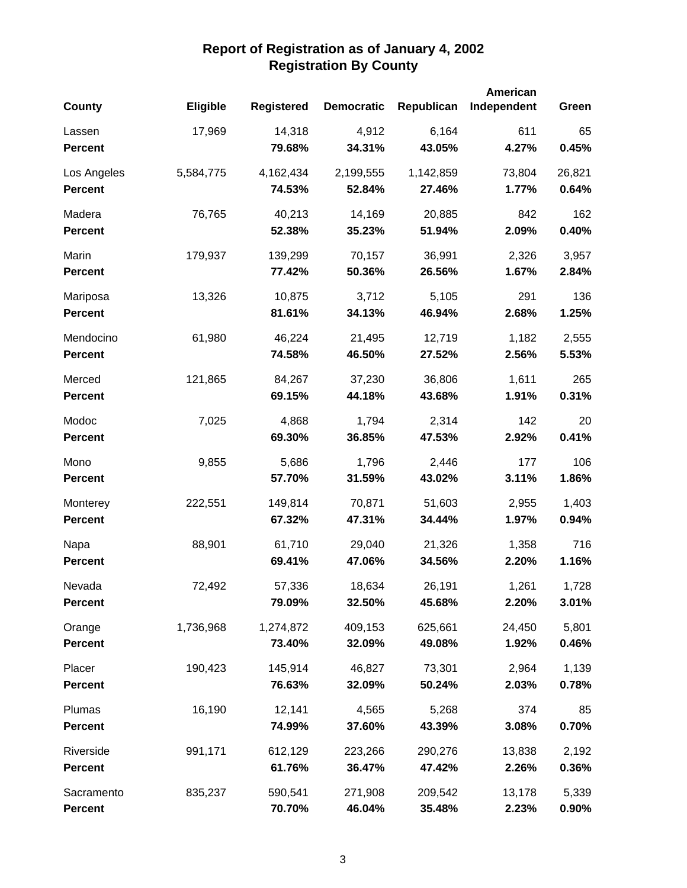# Report of Registration as of January 4, 2002
## Registration By County

| County | Eligible | Registered | Democratic | Republican | American Independent | Green |
|---|---|---|---|---|---|---|
| Lassen | 17,969 | 14,318 | 4,912 | 6,164 | 611 | 65 |
| **Percent** | | **79.68%** | **34.31%** | **43.05%** | **4.27%** | **0.45%** |
| Los Angeles | 5,584,775 | 4,162,434 | 2,199,555 | 1,142,859 | 73,804 | 26,821 |
| **Percent** | | **74.53%** | **52.84%** | **27.46%** | **1.77%** | **0.64%** |
| Madera | 76,765 | 40,213 | 14,169 | 20,885 | 842 | 162 |
| **Percent** | | **52.38%** | **35.23%** | **51.94%** | **2.09%** | **0.40%** |
| Marin | 179,937 | 139,299 | 70,157 | 36,991 | 2,326 | 3,957 |
| **Percent** | | **77.42%** | **50.36%** | **26.56%** | **1.67%** | **2.84%** |
| Mariposa | 13,326 | 10,875 | 3,712 | 5,105 | 291 | 136 |
| **Percent** | | **81.61%** | **34.13%** | **46.94%** | **2.68%** | **1.25%** |
| Mendocino | 61,980 | 46,224 | 21,495 | 12,719 | 1,182 | 2,555 |
| **Percent** | | **74.58%** | **46.50%** | **27.52%** | **2.56%** | **5.53%** |
| Merced | 121,865 | 84,267 | 37,230 | 36,806 | 1,611 | 265 |
| **Percent** | | **69.15%** | **44.18%** | **43.68%** | **1.91%** | **0.31%** |
| Modoc | 7,025 | 4,868 | 1,794 | 2,314 | 142 | 20 |
| **Percent** | | **69.30%** | **36.85%** | **47.53%** | **2.92%** | **0.41%** |
| Mono | 9,855 | 5,686 | 1,796 | 2,446 | 177 | 106 |
| **Percent** | | **57.70%** | **31.59%** | **43.02%** | **3.11%** | **1.86%** |
| Monterey | 222,551 | 149,814 | 70,871 | 51,603 | 2,955 | 1,403 |
| **Percent** | | **67.32%** | **47.31%** | **34.44%** | **1.97%** | **0.94%** |
| Napa | 88,901 | 61,710 | 29,040 | 21,326 | 1,358 | 716 |
| **Percent** | | **69.41%** | **47.06%** | **34.56%** | **2.20%** | **1.16%** |
| Nevada | 72,492 | 57,336 | 18,634 | 26,191 | 1,261 | 1,728 |
| **Percent** | | **79.09%** | **32.50%** | **45.68%** | **2.20%** | **3.01%** |
| Orange | 1,736,968 | 1,274,872 | 409,153 | 625,661 | 24,450 | 5,801 |
| **Percent** | | **73.40%** | **32.09%** | **49.08%** | **1.92%** | **0.46%** |
| Placer | 190,423 | 145,914 | 46,827 | 73,301 | 2,964 | 1,139 |
| **Percent** | | **76.63%** | **32.09%** | **50.24%** | **2.03%** | **0.78%** |
| Plumas | 16,190 | 12,141 | 4,565 | 5,268 | 374 | 85 |
| **Percent** | | **74.99%** | **37.60%** | **43.39%** | **3.08%** | **0.70%** |
| Riverside | 991,171 | 612,129 | 223,266 | 290,276 | 13,838 | 2,192 |
| **Percent** | | **61.76%** | **36.47%** | **47.42%** | **2.26%** | **0.36%** |
| Sacramento | 835,237 | 590,541 | 271,908 | 209,542 | 13,178 | 5,339 |
| **Percent** | | **70.70%** | **46.04%** | **35.48%** | **2.23%** | **0.90%** |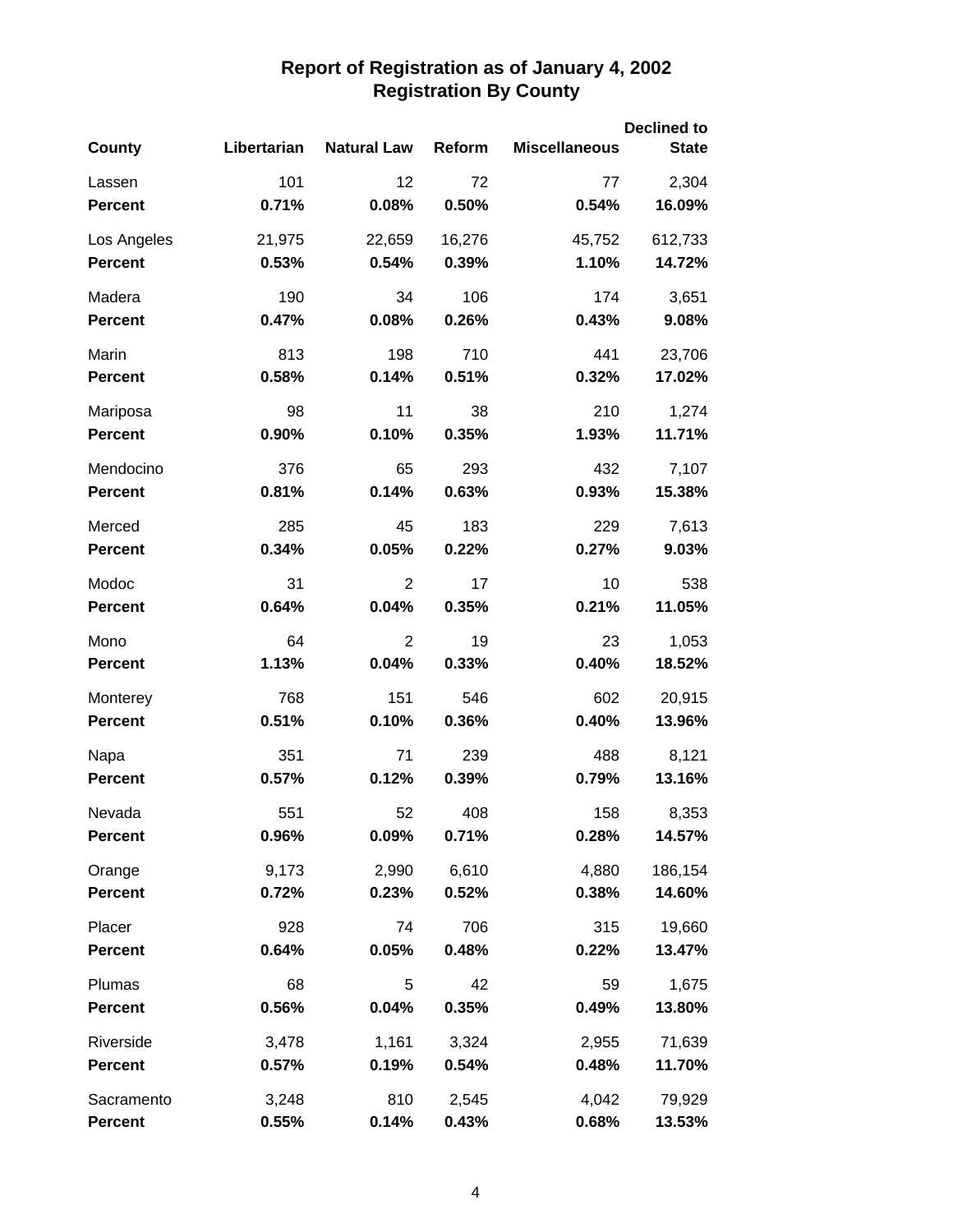# Report of Registration as of January 4, 2002
## Registration By County

| County | Libertarian | Natural Law | Reform | Miscellaneous | Declined to State |
|---|---|---|---|---|---|
| Lassen | 101 | 12 | 72 | 77 | 2,304 |
| **Percent** | **0.71%** | **0.08%** | **0.50%** | **0.54%** | **16.09%** |
| Los Angeles | 21,975 | 22,659 | 16,276 | 45,752 | 612,733 |
| **Percent** | **0.53%** | **0.54%** | **0.39%** | **1.10%** | **14.72%** |
| Madera | 190 | 34 | 106 | 174 | 3,651 |
| **Percent** | **0.47%** | **0.08%** | **0.26%** | **0.43%** | **9.08%** |
| Marin | 813 | 198 | 710 | 441 | 23,706 |
| **Percent** | **0.58%** | **0.14%** | **0.51%** | **0.32%** | **17.02%** |
| Mariposa | 98 | 11 | 38 | 210 | 1,274 |
| **Percent** | **0.90%** | **0.10%** | **0.35%** | **1.93%** | **11.71%** |
| Mendocino | 376 | 65 | 293 | 432 | 7,107 |
| **Percent** | **0.81%** | **0.14%** | **0.63%** | **0.93%** | **15.38%** |
| Merced | 285 | 45 | 183 | 229 | 7,613 |
| **Percent** | **0.34%** | **0.05%** | **0.22%** | **0.27%** | **9.03%** |
| Modoc | 31 | 2 | 17 | 10 | 538 |
| **Percent** | **0.64%** | **0.04%** | **0.35%** | **0.21%** | **11.05%** |
| Mono | 64 | 2 | 19 | 23 | 1,053 |
| **Percent** | **1.13%** | **0.04%** | **0.33%** | **0.40%** | **18.52%** |
| Monterey | 768 | 151 | 546 | 602 | 20,915 |
| **Percent** | **0.51%** | **0.10%** | **0.36%** | **0.40%** | **13.96%** |
| Napa | 351 | 71 | 239 | 488 | 8,121 |
| **Percent** | **0.57%** | **0.12%** | **0.39%** | **0.79%** | **13.16%** |
| Nevada | 551 | 52 | 408 | 158 | 8,353 |
| **Percent** | **0.96%** | **0.09%** | **0.71%** | **0.28%** | **14.57%** |
| Orange | 9,173 | 2,990 | 6,610 | 4,880 | 186,154 |
| **Percent** | **0.72%** | **0.23%** | **0.52%** | **0.38%** | **14.60%** |
| Placer | 928 | 74 | 706 | 315 | 19,660 |
| **Percent** | **0.64%** | **0.05%** | **0.48%** | **0.22%** | **13.47%** |
| Plumas | 68 | 5 | 42 | 59 | 1,675 |
| **Percent** | **0.56%** | **0.04%** | **0.35%** | **0.49%** | **13.80%** |
| Riverside | 3,478 | 1,161 | 3,324 | 2,955 | 71,639 |
| **Percent** | **0.57%** | **0.19%** | **0.54%** | **0.48%** | **11.70%** |
| Sacramento | 3,248 | 810 | 2,545 | 4,042 | 79,929 |
| **Percent** | **0.55%** | **0.14%** | **0.43%** | **0.68%** | **13.53%** |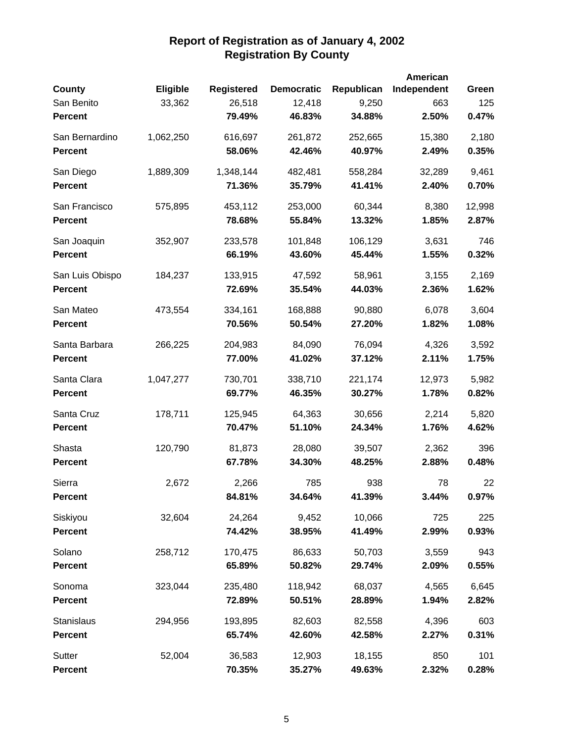# Report of Registration as of January 4, 2002
## Registration By County

| County | Eligible | Registered | Democratic | Republican | American Independent | Green |
|---|---|---|---|---|---|---|
| San Benito | 33,362 | 26,518 | 12,418 | 9,250 | 663 | 125 |
| **Percent** | | **79.49%** | **46.83%** | **34.88%** | **2.50%** | **0.47%** |
| San Bernardino | 1,062,250 | 616,697 | 261,872 | 252,665 | 15,380 | 2,180 |
| **Percent** | | **58.06%** | **42.46%** | **40.97%** | **2.49%** | **0.35%** |
| San Diego | 1,889,309 | 1,348,144 | 482,481 | 558,284 | 32,289 | 9,461 |
| **Percent** | | **71.36%** | **35.79%** | **41.41%** | **2.40%** | **0.70%** |
| San Francisco | 575,895 | 453,112 | 253,000 | 60,344 | 8,380 | 12,998 |
| **Percent** | | **78.68%** | **55.84%** | **13.32%** | **1.85%** | **2.87%** |
| San Joaquin | 352,907 | 233,578 | 101,848 | 106,129 | 3,631 | 746 |
| **Percent** | | **66.19%** | **43.60%** | **45.44%** | **1.55%** | **0.32%** |
| San Luis Obispo | 184,237 | 133,915 | 47,592 | 58,961 | 3,155 | 2,169 |
| **Percent** | | **72.69%** | **35.54%** | **44.03%** | **2.36%** | **1.62%** |
| San Mateo | 473,554 | 334,161 | 168,888 | 90,880 | 6,078 | 3,604 |
| **Percent** | | **70.56%** | **50.54%** | **27.20%** | **1.82%** | **1.08%** |
| Santa Barbara | 266,225 | 204,983 | 84,090 | 76,094 | 4,326 | 3,592 |
| **Percent** | | **77.00%** | **41.02%** | **37.12%** | **2.11%** | **1.75%** |
| Santa Clara | 1,047,277 | 730,701 | 338,710 | 221,174 | 12,973 | 5,982 |
| **Percent** | | **69.77%** | **46.35%** | **30.27%** | **1.78%** | **0.82%** |
| Santa Cruz | 178,711 | 125,945 | 64,363 | 30,656 | 2,214 | 5,820 |
| **Percent** | | **70.47%** | **51.10%** | **24.34%** | **1.76%** | **4.62%** |
| Shasta | 120,790 | 81,873 | 28,080 | 39,507 | 2,362 | 396 |
| **Percent** | | **67.78%** | **34.30%** | **48.25%** | **2.88%** | **0.48%** |
| Sierra | 2,672 | 2,266 | 785 | 938 | 78 | 22 |
| **Percent** | | **84.81%** | **34.64%** | **41.39%** | **3.44%** | **0.97%** |
| Siskiyou | 32,604 | 24,264 | 9,452 | 10,066 | 725 | 225 |
| **Percent** | | **74.42%** | **38.95%** | **41.49%** | **2.99%** | **0.93%** |
| Solano | 258,712 | 170,475 | 86,633 | 50,703 | 3,559 | 943 |
| **Percent** | | **65.89%** | **50.82%** | **29.74%** | **2.09%** | **0.55%** |
| Sonoma | 323,044 | 235,480 | 118,942 | 68,037 | 4,565 | 6,645 |
| **Percent** | | **72.89%** | **50.51%** | **28.89%** | **1.94%** | **2.82%** |
| Stanislaus | 294,956 | 193,895 | 82,603 | 82,558 | 4,396 | 603 |
| **Percent** | | **65.74%** | **42.60%** | **42.58%** | **2.27%** | **0.31%** |
| Sutter | 52,004 | 36,583 | 12,903 | 18,155 | 850 | 101 |
| **Percent** | | **70.35%** | **35.27%** | **49.63%** | **2.32%** | **0.28%** |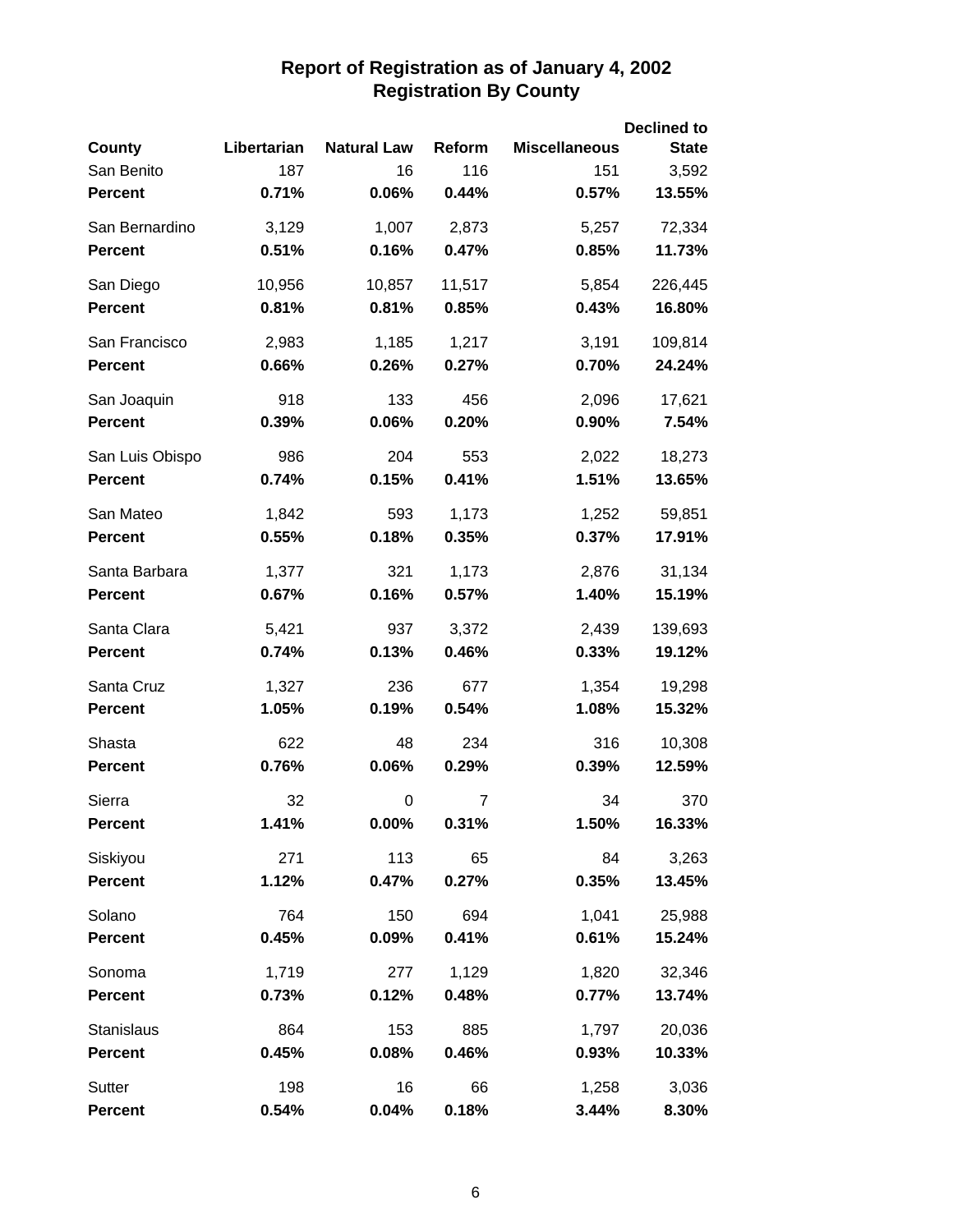# Report of Registration as of January 4, 2002
## Registration By County

| County | Libertarian | Natural Law | Reform | Miscellaneous | Declined to State |
|---|---|---|---|---|---|
| San Benito | 187 | 16 | 116 | 151 | 3,592 |
| **Percent** | **0.71%** | **0.06%** | **0.44%** | **0.57%** | **13.55%** |
| San Bernardino | 3,129 | 1,007 | 2,873 | 5,257 | 72,334 |
| **Percent** | **0.51%** | **0.16%** | **0.47%** | **0.85%** | **11.73%** |
| San Diego | 10,956 | 10,857 | 11,517 | 5,854 | 226,445 |
| **Percent** | **0.81%** | **0.81%** | **0.85%** | **0.43%** | **16.80%** |
| San Francisco | 2,983 | 1,185 | 1,217 | 3,191 | 109,814 |
| **Percent** | **0.66%** | **0.26%** | **0.27%** | **0.70%** | **24.24%** |
| San Joaquin | 918 | 133 | 456 | 2,096 | 17,621 |
| **Percent** | **0.39%** | **0.06%** | **0.20%** | **0.90%** | **7.54%** |
| San Luis Obispo | 986 | 204 | 553 | 2,022 | 18,273 |
| **Percent** | **0.74%** | **0.15%** | **0.41%** | **1.51%** | **13.65%** |
| San Mateo | 1,842 | 593 | 1,173 | 1,252 | 59,851 |
| **Percent** | **0.55%** | **0.18%** | **0.35%** | **0.37%** | **17.91%** |
| Santa Barbara | 1,377 | 321 | 1,173 | 2,876 | 31,134 |
| **Percent** | **0.67%** | **0.16%** | **0.57%** | **1.40%** | **15.19%** |
| Santa Clara | 5,421 | 937 | 3,372 | 2,439 | 139,693 |
| **Percent** | **0.74%** | **0.13%** | **0.46%** | **0.33%** | **19.12%** |
| Santa Cruz | 1,327 | 236 | 677 | 1,354 | 19,298 |
| **Percent** | **1.05%** | **0.19%** | **0.54%** | **1.08%** | **15.32%** |
| Shasta | 622 | 48 | 234 | 316 | 10,308 |
| **Percent** | **0.76%** | **0.06%** | **0.29%** | **0.39%** | **12.59%** |
| Sierra | 32 | 0 | 7 | 34 | 370 |
| **Percent** | **1.41%** | **0.00%** | **0.31%** | **1.50%** | **16.33%** |
| Siskiyou | 271 | 113 | 65 | 84 | 3,263 |
| **Percent** | **1.12%** | **0.47%** | **0.27%** | **0.35%** | **13.45%** |
| Solano | 764 | 150 | 694 | 1,041 | 25,988 |
| **Percent** | **0.45%** | **0.09%** | **0.41%** | **0.61%** | **15.24%** |
| Sonoma | 1,719 | 277 | 1,129 | 1,820 | 32,346 |
| **Percent** | **0.73%** | **0.12%** | **0.48%** | **0.77%** | **13.74%** |
| Stanislaus | 864 | 153 | 885 | 1,797 | 20,036 |
| **Percent** | **0.45%** | **0.08%** | **0.46%** | **0.93%** | **10.33%** |
| Sutter | 198 | 16 | 66 | 1,258 | 3,036 |
| **Percent** | **0.54%** | **0.04%** | **0.18%** | **3.44%** | **8.30%** |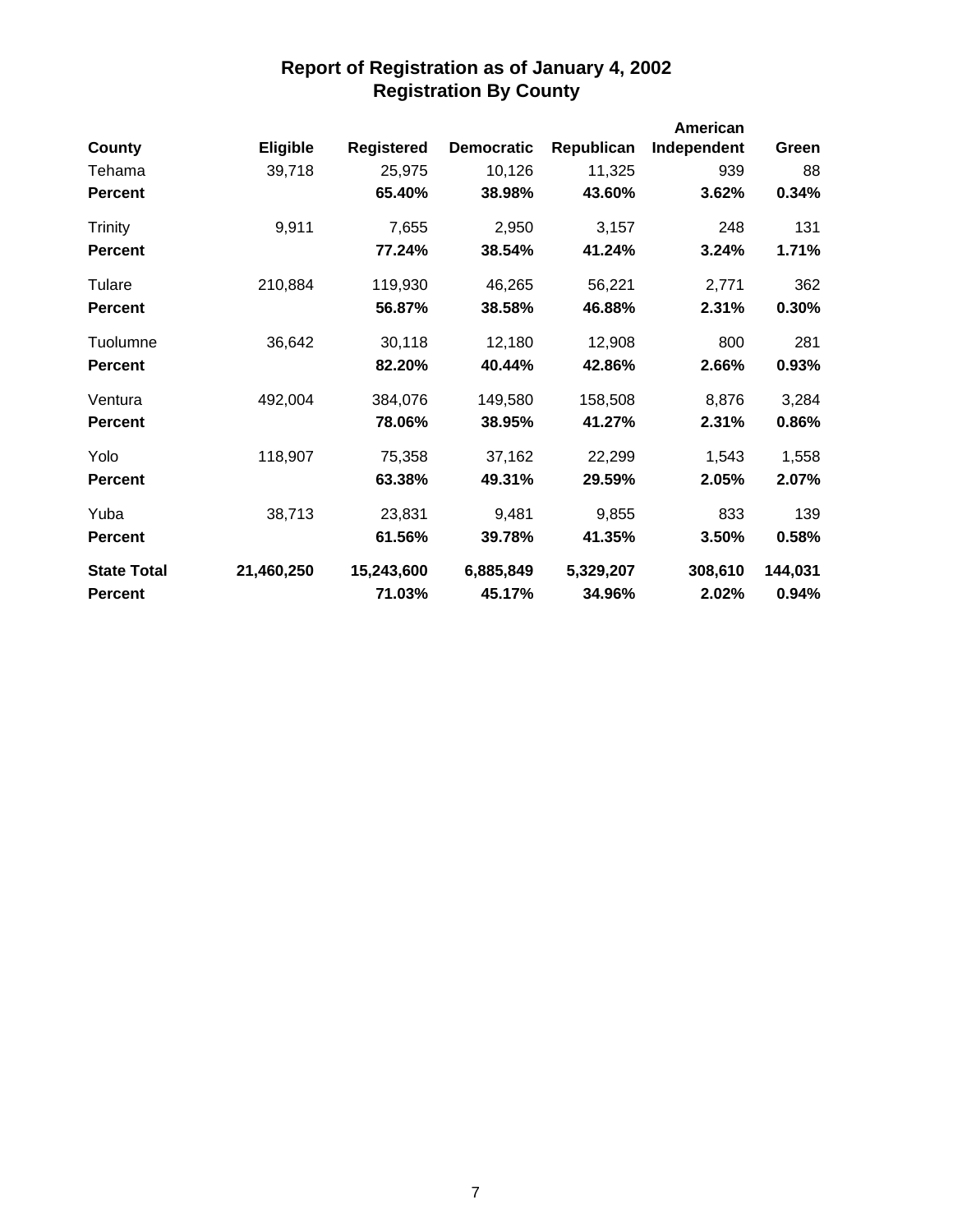## Report of Registration as of January 4, 2002
## Registration By County

| County | Eligible | Registered | Democratic | Republican | American Independent | Green |
|---|---|---|---|---|---|---|
| Tehama | 39,718 | 25,975 | 10,126 | 11,325 | 939 | 88 |
| **Percent** | | **65.40%** | **38.98%** | **43.60%** | **3.62%** | **0.34%** |
| Trinity | 9,911 | 7,655 | 2,950 | 3,157 | 248 | 131 |
| **Percent** | | **77.24%** | **38.54%** | **41.24%** | **3.24%** | **1.71%** |
| Tulare | 210,884 | 119,930 | 46,265 | 56,221 | 2,771 | 362 |
| **Percent** | | **56.87%** | **38.58%** | **46.88%** | **2.31%** | **0.30%** |
| Tuolumne | 36,642 | 30,118 | 12,180 | 12,908 | 800 | 281 |
| **Percent** | | **82.20%** | **40.44%** | **42.86%** | **2.66%** | **0.93%** |
| Ventura | 492,004 | 384,076 | 149,580 | 158,508 | 8,876 | 3,284 |
| **Percent** | | **78.06%** | **38.95%** | **41.27%** | **2.31%** | **0.86%** |
| Yolo | 118,907 | 75,358 | 37,162 | 22,299 | 1,543 | 1,558 |
| **Percent** | | **63.38%** | **49.31%** | **29.59%** | **2.05%** | **2.07%** |
| Yuba | 38,713 | 23,831 | 9,481 | 9,855 | 833 | 139 |
| **Percent** | | **61.56%** | **39.78%** | **41.35%** | **3.50%** | **0.58%** |
| **State Total** | **21,460,250** | **15,243,600** | **6,885,849** | **5,329,207** | **308,610** | **144,031** |
| **Percent** | | **71.03%** | **45.17%** | **34.96%** | **2.02%** | **0.94%** |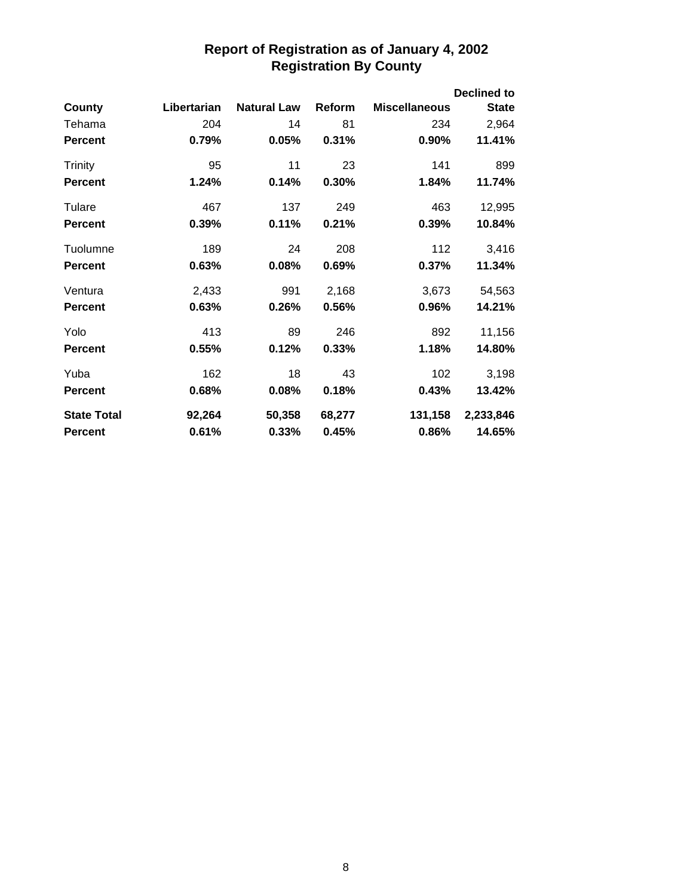# Report of Registration as of January 4, 2002
## Registration By County

| County | Libertarian | Natural Law | Reform | Miscellaneous | Declined to State |
|---|---|---|---|---|---|
| Tehama | 204 | 14 | 81 | 234 | 2,964 |
| **Percent** | **0.79%** | **0.05%** | **0.31%** | **0.90%** | **11.41%** |
| Trinity | 95 | 11 | 23 | 141 | 899 |
| **Percent** | **1.24%** | **0.14%** | **0.30%** | **1.84%** | **11.74%** |
| Tulare | 467 | 137 | 249 | 463 | 12,995 |
| **Percent** | **0.39%** | **0.11%** | **0.21%** | **0.39%** | **10.84%** |
| Tuolumne | 189 | 24 | 208 | 112 | 3,416 |
| **Percent** | **0.63%** | **0.08%** | **0.69%** | **0.37%** | **11.34%** |
| Ventura | 2,433 | 991 | 2,168 | 3,673 | 54,563 |
| **Percent** | **0.63%** | **0.26%** | **0.56%** | **0.96%** | **14.21%** |
| Yolo | 413 | 89 | 246 | 892 | 11,156 |
| **Percent** | **0.55%** | **0.12%** | **0.33%** | **1.18%** | **14.80%** |
| Yuba | 162 | 18 | 43 | 102 | 3,198 |
| **Percent** | **0.68%** | **0.08%** | **0.18%** | **0.43%** | **13.42%** |
| **State Total** | **92,264** | **50,358** | **68,277** | **131,158** | **2,233,846** |
| **Percent** | **0.61%** | **0.33%** | **0.45%** | **0.86%** | **14.65%** |